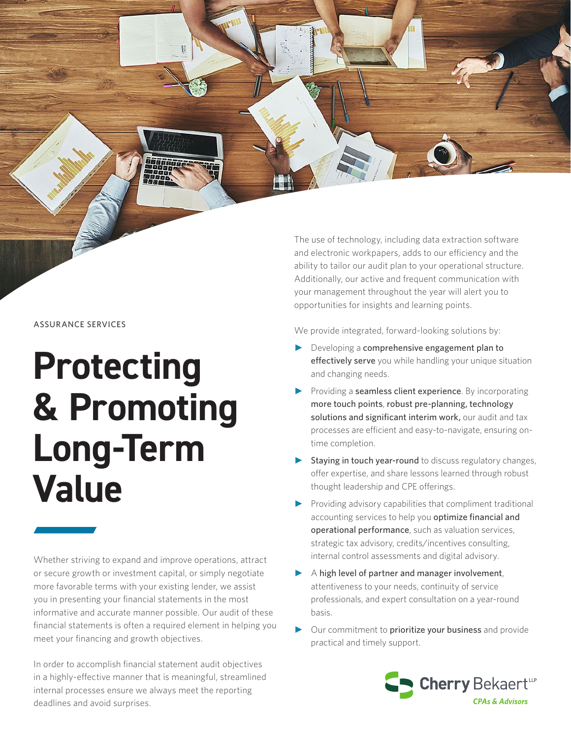ASSURANCE SERVICES

# Protecting & Promoting Long-Term Value

Whether striving to expand and improve operations, attract or secure growth or investment capital, or simply negotiate more favorable terms with your existing lender, we assist you in presenting your financial statements in the most informative and accurate manner possible. Our audit of these financial statements is often a required element in helping you meet your financing and growth objectives.

In order to accomplish financial statement audit objectives in a highly-effective manner that is meaningful, streamlined internal processes ensure we always meet the reporting deadlines and avoid surprises.

The use of technology, including data extraction software and electronic workpapers, adds to our efficiency and the ability to tailor our audit plan to your operational structure. Additionally, our active and frequent communication with your management throughout the year will alert you to opportunities for insights and learning points.

We provide integrated, forward-looking solutions by:

- Developing a **comprehensive engagement plan to effectively serve** you while handling your unique situation and changing needs.
- Providing a **seamless client experience**. By incorporating **more touch points**, **robust pre-planning, technology solutions and significant interim work,** our audit and tax processes are efficient and easy-to-navigate, ensuring on-time completion.
- **Staying in touch year-round** to discuss regulatory changes, offer expertise, and share lessons learned through robust thought leadership and CPE offerings.
- Providing advisory capabilities that compliment traditional accounting services to help you **optimize financial and operational performance**, such as valuation services, strategic tax advisory, credits/incentives consulting, internal control assessments and digital advisory.
- A **high level of partner and manager involvement**, attentiveness to your needs, continuity of service professionals, and expert consultation on a year-round basis.
- Our commitment to **prioritize your business** and provide practical and timely support.

Cherry Bekaert LLP
*CPAs & Advisors*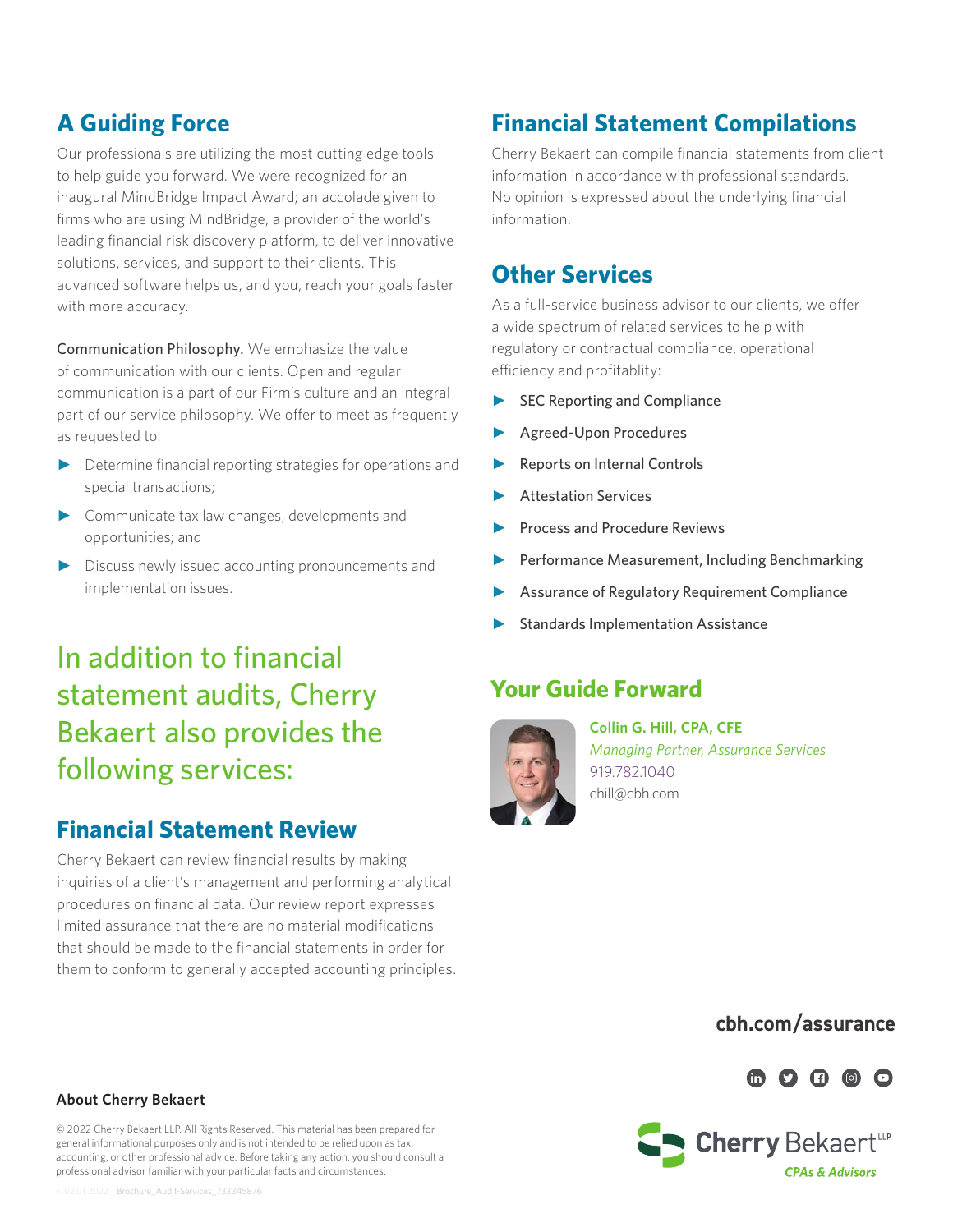## A Guiding Force

Our professionals are utilizing the most cutting edge tools to help guide you forward. We were recognized for an inaugural MindBridge Impact Award; an accolade given to firms who are using MindBridge, a provider of the world's leading financial risk discovery platform, to deliver innovative solutions, services, and support to their clients. This advanced software helps us, and you, reach your goals faster with more accuracy.

**Communication Philosophy.** We emphasize the value of communication with our clients. Open and regular communication is a part of our Firm's culture and an integral part of our service philosophy. We offer to meet as frequently as requested to:

- Determine financial reporting strategies for operations and special transactions;
- Communicate tax law changes, developments and opportunities; and
- Discuss newly issued accounting pronouncements and implementation issues.

In addition to financial statement audits, Cherry Bekaert also provides the following services:

## Financial Statement Review

Cherry Bekaert can review financial results by making inquiries of a client's management and performing analytical procedures on financial data. Our review report expresses limited assurance that there are no material modifications that should be made to the financial statements in order for them to conform to generally accepted accounting principles.

## Financial Statement Compilations

Cherry Bekaert can compile financial statements from client information in accordance with professional standards. No opinion is expressed about the underlying financial information.

## Other Services

As a full-service business advisor to our clients, we offer a wide spectrum of related services to help with regulatory or contractual compliance, operational efficiency and profitablity:

- SEC Reporting and Compliance
- Agreed-Upon Procedures
- Reports on Internal Controls
- Attestation Services
- Process and Procedure Reviews
- Performance Measurement, Including Benchmarking
- Assurance of Regulatory Requirement Compliance
- Standards Implementation Assistance

## Your Guide Forward

**Collin G. Hill, CPA, CFE**
*Managing Partner, Assurance Services*
919.782.1040
chill@cbh.com

**cbh.com/assurance**

Cherry Bekaert LLP
*CPAs & Advisors*

**About Cherry Bekaert**

© 2022 Cherry Bekaert LLP. All Rights Reserved. This material has been prepared for general informational purposes only and is not intended to be relied upon as tax, accounting, or other professional advice. Before taking any action, you should consult a professional advisor familiar with your particular facts and circumstances.

v. 02.01.2022 Brochure_Audit-Services_733345876